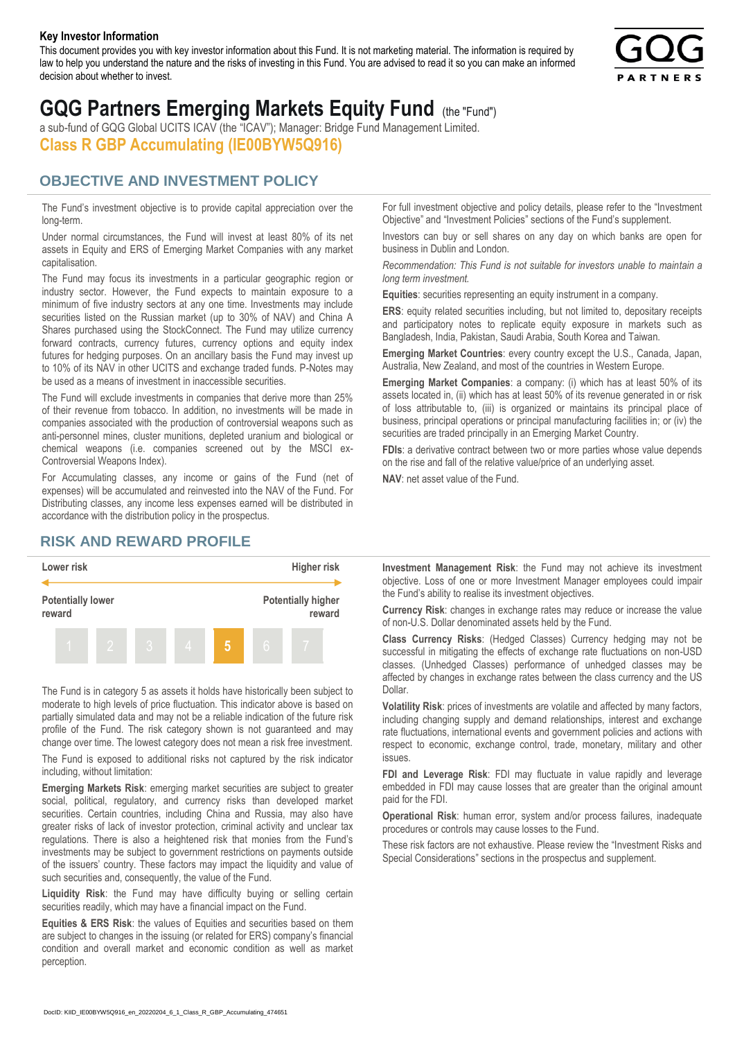**Key Investor Information**

This document provides you with key investor information about this Fund. It is not marketing material. The information is required by law to help you understand the nature and the risks of investing in this Fund. You are advised to read it so you can make an informed decision about whether to invest.

# GQG Partners Emerging Markets Equity Fund (the "Fund")

a sub-fund of GQG Global UCITS ICAV (the "ICAV"); Manager: Bridge Fund Management Limited.

## Class R GBP Accumulating (IE00BYW5Q916)

## OBJECTIVE AND INVESTMENT POLICY

The Fund's investment objective is to provide capital appreciation over the long-term.

Under normal circumstances, the Fund will invest at least 80% of its net assets in Equity and ERS of Emerging Market Companies with any market capitalisation.

The Fund may focus its investments in a particular geographic region or industry sector. However, the Fund expects to maintain exposure to a minimum of five industry sectors at any one time. Investments may include securities listed on the Russian market (up to 30% of NAV) and China A Shares purchased using the StockConnect. The Fund may utilize currency forward contracts, currency futures, currency options and equity index futures for hedging purposes. On an ancillary basis the Fund may invest up to 10% of its NAV in other UCITS and exchange traded funds. P-Notes may be used as a means of investment in inaccessible securities.

The Fund will exclude investments in companies that derive more than 25% of their revenue from tobacco. In addition, no investments will be made in companies associated with the production of controversial weapons such as anti-personnel mines, cluster munitions, depleted uranium and biological or chemical weapons (i.e. companies screened out by the MSCI ex-Controversial Weapons Index).

For Accumulating classes, any income or gains of the Fund (net of expenses) will be accumulated and reinvested into the NAV of the Fund. For Distributing classes, any income less expenses earned will be distributed in accordance with the distribution policy in the prospectus.

For full investment objective and policy details, please refer to the "Investment Objective" and "Investment Policies" sections of the Fund's supplement.

Investors can buy or sell shares on any day on which banks are open for business in Dublin and London.

*Recommendation: This Fund is not suitable for investors unable to maintain a long term investment.*

**Equities**: securities representing an equity instrument in a company.

**ERS**: equity related securities including, but not limited to, depositary receipts and participatory notes to replicate equity exposure in markets such as Bangladesh, India, Pakistan, Saudi Arabia, South Korea and Taiwan.

**Emerging Market Countries**: every country except the U.S., Canada, Japan, Australia, New Zealand, and most of the countries in Western Europe.

**Emerging Market Companies**: a company: (i) which has at least 50% of its assets located in, (ii) which has at least 50% of its revenue generated in or risk of loss attributable to, (iii) is organized or maintains its principal place of business, principal operations or principal manufacturing facilities in; or (iv) the securities are traded principally in an Emerging Market Country.

**FDIs**: a derivative contract between two or more parties whose value depends on the rise and fall of the relative value/price of an underlying asset.

**NAV**: net asset value of the Fund.

## RISK AND REWARD PROFILE

| Lower risk | | | | | | Higher risk |
|---|---|---|---|---|---|---|
| Potentially lower reward | | | | | | Potentially higher reward |
| 1 | 2 | 3 | 4 | **5** | 6 | 7 |

The Fund is in category 5 as assets it holds have historically been subject to moderate to high levels of price fluctuation. This indicator above is based on partially simulated data and may not be a reliable indication of the future risk profile of the Fund. The risk category shown is not guaranteed and may change over time. The lowest category does not mean a risk free investment.

The Fund is exposed to additional risks not captured by the risk indicator including, without limitation:

**Emerging Markets Risk**: emerging market securities are subject to greater social, political, regulatory, and currency risks than developed market securities. Certain countries, including China and Russia, may also have greater risks of lack of investor protection, criminal activity and unclear tax regulations. There is also a heightened risk that monies from the Fund's investments may be subject to government restrictions on payments outside of the issuers' country. These factors may impact the liquidity and value of such securities and, consequently, the value of the Fund.

**Liquidity Risk**: the Fund may have difficulty buying or selling certain securities readily, which may have a financial impact on the Fund.

**Equities & ERS Risk**: the values of Equities and securities based on them are subject to changes in the issuing (or related for ERS) company's financial condition and overall market and economic condition as well as market perception.

**Investment Management Risk**: the Fund may not achieve its investment objective. Loss of one or more Investment Manager employees could impair the Fund's ability to realise its investment objectives.

**Currency Risk**: changes in exchange rates may reduce or increase the value of non-U.S. Dollar denominated assets held by the Fund.

**Class Currency Risks**: (Hedged Classes) Currency hedging may not be successful in mitigating the effects of exchange rate fluctuations on non-USD classes. (Unhedged Classes) performance of unhedged classes may be affected by changes in exchange rates between the class currency and the US Dollar.

**Volatility Risk**: prices of investments are volatile and affected by many factors, including changing supply and demand relationships, interest and exchange rate fluctuations, international events and government policies and actions with respect to economic, exchange control, trade, monetary, military and other issues.

**FDI and Leverage Risk**: FDI may fluctuate in value rapidly and leverage embedded in FDI may cause losses that are greater than the original amount paid for the FDI.

**Operational Risk**: human error, system and/or process failures, inadequate procedures or controls may cause losses to the Fund.

These risk factors are not exhaustive. Please review the "Investment Risks and Special Considerations" sections in the prospectus and supplement.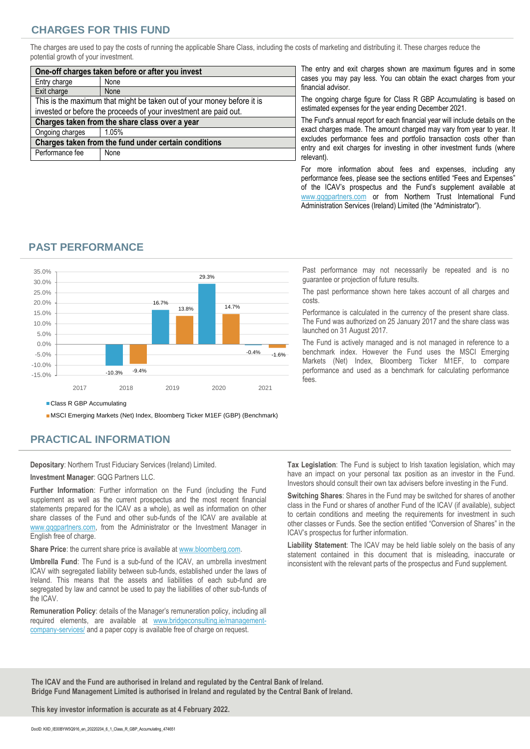## CHARGES FOR THIS FUND

The charges are used to pay the costs of running the applicable Share Class, including the costs of marketing and distributing it. These charges reduce the potential growth of your investment.

| **One-off charges taken before or after you invest** | |
|---|---|
| Entry charge | None |
| Exit charge | None |
| This is the maximum that might be taken out of your money before it is invested or before the proceeds of your investment are paid out. | |
| **Charges taken from the share class over a year** | |
| Ongoing charges | 1.05% |
| **Charges taken from the fund under certain conditions** | |
| Performance fee | None |

The entry and exit charges shown are maximum figures and in some cases you may pay less. You can obtain the exact charges from your financial advisor.

The ongoing charge figure for Class R GBP Accumulating is based on estimated expenses for the year ending December 2021.

The Fund's annual report for each financial year will include details on the exact charges made. The amount charged may vary from year to year. It excludes performance fees and portfolio transaction costs other than entry and exit charges for investing in other investment funds (where relevant).

For more information about fees and expenses, including any performance fees, please see the sections entitled "Fees and Expenses" of the ICAV's prospectus and the Fund's supplement available at www.gqgpartners.com or from Northern Trust International Fund Administration Services (Ireland) Limited (the "Administrator").

## PAST PERFORMANCE

35.0%
30.0%
25.0%
20.0%
15.0%
10.0%
5.0%
0.0%
-5.0%
-10.0%
-15.0%

-10.3% -9.4% 16.7% 13.8% 29.3% 14.7% -0.4% -1.6%

2017 2018 2019 2020 2021

Class R GBP Accumulating

MSCI Emerging Markets (Net) Index, Bloomberg Ticker M1EF (GBP) (Benchmark)

Past performance may not necessarily be repeated and is no guarantee or projection of future results.

The past performance shown here takes account of all charges and costs.

Performance is calculated in the currency of the present share class. The Fund was authorized on 25 January 2017 and the share class was launched on 31 August 2017.

The Fund is actively managed and is not managed in reference to a benchmark index. However the Fund uses the MSCI Emerging Markets (Net) Index, Bloomberg Ticker M1EF, to compare performance and used as a benchmark for calculating performance fees.

## PRACTICAL INFORMATION

**Depositary**: Northern Trust Fiduciary Services (Ireland) Limited.

**Investment Manager**: GQG Partners LLC.

**Further Information**: Further information on the Fund (including the Fund supplement as well as the current prospectus and the most recent financial statements prepared for the ICAV as a whole), as well as information on other share classes of the Fund and other sub-funds of the ICAV are available at www.gqgpartners.com, from the Administrator or the Investment Manager in English free of charge.

**Share Price**: the current share price is available at www.bloomberg.com.

**Umbrella Fund**: The Fund is a sub-fund of the ICAV, an umbrella investment ICAV with segregated liability between sub-funds, established under the laws of Ireland. This means that the assets and liabilities of each sub-fund are segregated by law and cannot be used to pay the liabilities of other sub-funds of the ICAV.

**Remuneration Policy**: details of the Manager's remuneration policy, including all required elements, are available at www.bridgeconsulting.ie/management-company-services/ and a paper copy is available free of charge on request.

**Tax Legislation**: The Fund is subject to Irish taxation legislation, which may have an impact on your personal tax position as an investor in the Fund. Investors should consult their own tax advisers before investing in the Fund.

**Switching Shares**: Shares in the Fund may be switched for shares of another class in the Fund or shares of another Fund of the ICAV (if available), subject to certain conditions and meeting the requirements for investment in such other classes or Funds. See the section entitled "Conversion of Shares" in the ICAV's prospectus for further information.

**Liability Statement**: The ICAV may be held liable solely on the basis of any statement contained in this document that is misleading, inaccurate or inconsistent with the relevant parts of the prospectus and Fund supplement.

**The ICAV and the Fund are authorised in Ireland and regulated by the Central Bank of Ireland.**
**Bridge Fund Management Limited is authorised in Ireland and regulated by the Central Bank of Ireland.**

**This key investor information is accurate as at 4 February 2022.**

DocID: KIID_IE00BYW5Q916_en_20220204_6_1_Class_R_GBP_Accumulating_474651